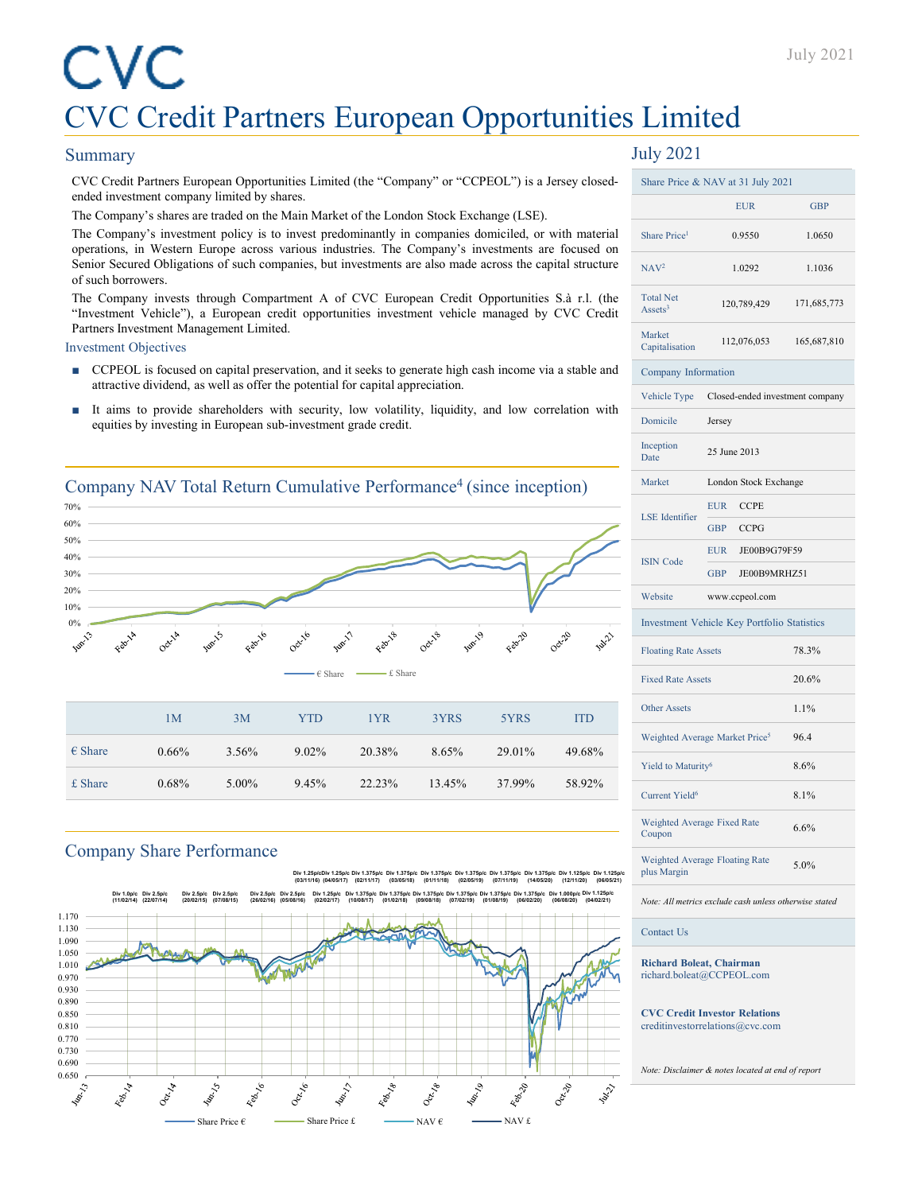# CVC Credit Partners European Opportunities Limited

July 2021

## Summary

CVC Credit Partners European Opportunities Limited (the "Company" or "CCPEOL") is a Jersey closed-ended investment company limited by shares.

The Company's shares are traded on the Main Market of the London Stock Exchange (LSE).

The Company's investment policy is to invest predominantly in companies domiciled, or with material operations, in Western Europe across various industries. The Company's investments are focused on Senior Secured Obligations of such companies, but investments are also made across the capital structure of such borrowers.

The Company invests through Compartment A of CVC European Credit Opportunities S.à r.l. (the "Investment Vehicle"), a European credit opportunities investment vehicle managed by CVC Credit Partners Investment Management Limited.

### Investment Objectives

- CCPEOL is focused on capital preservation, and it seeks to generate high cash income via a stable and attractive dividend, as well as offer the potential for capital appreciation.
- It aims to provide shareholders with security, low volatility, liquidity, and low correlation with equities by investing in European sub-investment grade credit.

## Company NAV Total Return Cumulative Performance[4] (since inception)

| | 1M | 3M | YTD | 1YR | 3YRS | 5YRS | ITD |
|---|---|---|---|---|---|---|---|
| € Share | 0.66% | 3.56% | 9.02% | 20.38% | 8.65% | 29.01% | 49.68% |
| £ Share | 0.68% | 5.00% | 9.45% | 22.23% | 13.45% | 37.99% | 58.92% |

## Company Share Performance

## July 2021

| Share Price & NAV at 31 July 2021 | EUR | GBP |
|---|---|---|
| Share Price[1] | 0.9550 | 1.0650 |
| NAV[2] | 1.0292 | 1.1036 |
| Total Net Assets[3] | 120,789,429 | 171,685,773 |
| Market Capitalisation | 112,076,053 | 165,687,810 |

| Company Information | | |
|---|---|---|
| Vehicle Type | Closed-ended investment company | |
| Domicile | Jersey | |
| Inception Date | 25 June 2013 | |
| Market | London Stock Exchange | |
| LSE Identifier | EUR | CCPE |
| | GBP | CCPG |
| ISIN Code | EUR | JE00B9G79F59 |
| | GBP | JE00B9MRHZ51 |
| Website | www.ccpeol.com | |

| Investment Vehicle Key Portfolio Statistics | |
|---|---|
| Floating Rate Assets | 78.3% |
| Fixed Rate Assets | 20.6% |
| Other Assets | 1.1% |
| Weighted Average Market Price[5] | 96.4 |
| Yield to Maturity[6] | 8.6% |
| Current Yield[6] | 8.1% |
| Weighted Average Fixed Rate Coupon | 6.6% |
| Weighted Average Floating Rate plus Margin | 5.0% |

*Note: All metrics exclude cash unless otherwise stated*

### Contact Us

**Richard Boleat, Chairman**
richard.boleat@CCPEOL.com

**CVC Credit Investor Relations**
creditinvestorrelations@cvc.com

*Note: Disclaimer & notes located at end of report*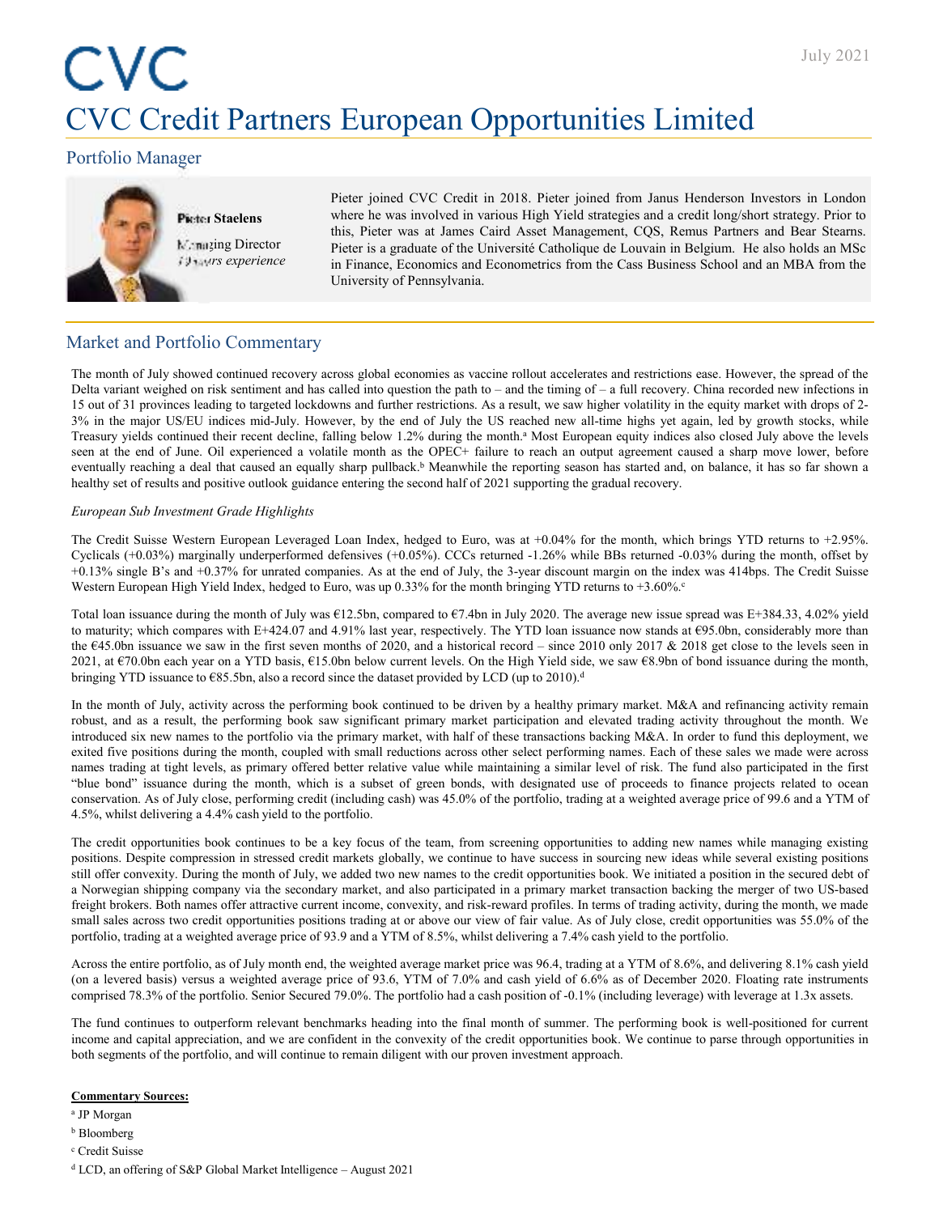# CVC Credit Partners European Opportunities Limited

July 2021

## Portfolio Manager

**Pieter Staelens**

Managing Director
*19 years experience*

Pieter joined CVC Credit in 2018. Pieter joined from Janus Henderson Investors in London where he was involved in various High Yield strategies and a credit long/short strategy. Prior to this, Pieter was at James Caird Asset Management, CQS, Remus Partners and Bear Stearns. Pieter is a graduate of the Université Catholique de Louvain in Belgium. He also holds an MSc in Finance, Economics and Econometrics from the Cass Business School and an MBA from the University of Pennsylvania.

## Market and Portfolio Commentary

The month of July showed continued recovery across global economies as vaccine rollout accelerates and restrictions ease. However, the spread of the Delta variant weighed on risk sentiment and has called into question the path to – and the timing of – a full recovery. China recorded new infections in 15 out of 31 provinces leading to targeted lockdowns and further restrictions. As a result, we saw higher volatility in the equity market with drops of 2-3% in the major US/EU indices mid-July. However, by the end of July the US reached new all-time highs yet again, led by growth stocks, while Treasury yields continued their recent decline, falling below 1.2% during the month.[a] Most European equity indices also closed July above the levels seen at the end of June. Oil experienced a volatile month as the OPEC+ failure to reach an output agreement caused a sharp move lower, before eventually reaching a deal that caused an equally sharp pullback.[b] Meanwhile the reporting season has started and, on balance, it has so far shown a healthy set of results and positive outlook guidance entering the second half of 2021 supporting the gradual recovery.

*European Sub Investment Grade Highlights*

The Credit Suisse Western European Leveraged Loan Index, hedged to Euro, was at +0.04% for the month, which brings YTD returns to +2.95%. Cyclicals (+0.03%) marginally underperformed defensives (+0.05%). CCCs returned -1.26% while BBs returned -0.03% during the month, offset by +0.13% single B's and +0.37% for unrated companies. As at the end of July, the 3-year discount margin on the index was 414bps. The Credit Suisse Western European High Yield Index, hedged to Euro, was up 0.33% for the month bringing YTD returns to +3.60%.[c]

Total loan issuance during the month of July was €12.5bn, compared to €7.4bn in July 2020. The average new issue spread was E+384.33, 4.02% yield to maturity; which compares with E+424.07 and 4.91% last year, respectively. The YTD loan issuance now stands at €95.0bn, considerably more than the €45.0bn issuance we saw in the first seven months of 2020, and a historical record – since 2010 only 2017 & 2018 get close to the levels seen in 2021, at €70.0bn each year on a YTD basis, €15.0bn below current levels. On the High Yield side, we saw €8.9bn of bond issuance during the month, bringing YTD issuance to €85.5bn, also a record since the dataset provided by LCD (up to 2010).[d]

In the month of July, activity across the performing book continued to be driven by a healthy primary market. M&A and refinancing activity remain robust, and as a result, the performing book saw significant primary market participation and elevated trading activity throughout the month. We introduced six new names to the portfolio via the primary market, with half of these transactions backing M&A. In order to fund this deployment, we exited five positions during the month, coupled with small reductions across other select performing names. Each of these sales we made were across names trading at tight levels, as primary offered better relative value while maintaining a similar level of risk. The fund also participated in the first "blue bond" issuance during the month, which is a subset of green bonds, with designated use of proceeds to finance projects related to ocean conservation. As of July close, performing credit (including cash) was 45.0% of the portfolio, trading at a weighted average price of 99.6 and a YTM of 4.5%, whilst delivering a 4.4% cash yield to the portfolio.

The credit opportunities book continues to be a key focus of the team, from screening opportunities to adding new names while managing existing positions. Despite compression in stressed credit markets globally, we continue to have success in sourcing new ideas while several existing positions still offer convexity. During the month of July, we added two new names to the credit opportunities book. We initiated a position in the secured debt of a Norwegian shipping company via the secondary market, and also participated in a primary market transaction backing the merger of two US-based freight brokers. Both names offer attractive current income, convexity, and risk-reward profiles. In terms of trading activity, during the month, we made small sales across two credit opportunities positions trading at or above our view of fair value. As of July close, credit opportunities was 55.0% of the portfolio, trading at a weighted average price of 93.9 and a YTM of 8.5%, whilst delivering a 7.4% cash yield to the portfolio.

Across the entire portfolio, as of July month end, the weighted average market price was 96.4, trading at a YTM of 8.6%, and delivering 8.1% cash yield (on a levered basis) versus a weighted average price of 93.6, YTM of 7.0% and cash yield of 6.6% as of December 2020. Floating rate instruments comprised 78.3% of the portfolio. Senior Secured 79.0%. The portfolio had a cash position of -0.1% (including leverage) with leverage at 1.3x assets.

The fund continues to outperform relevant benchmarks heading into the final month of summer. The performing book is well-positioned for current income and capital appreciation, and we are confident in the convexity of the credit opportunities book. We continue to parse through opportunities in both segments of the portfolio, and will continue to remain diligent with our proven investment approach.

**Commentary Sources:**

[a] JP Morgan

[b] Bloomberg

[c] Credit Suisse

[d] LCD, an offering of S&P Global Market Intelligence – August 2021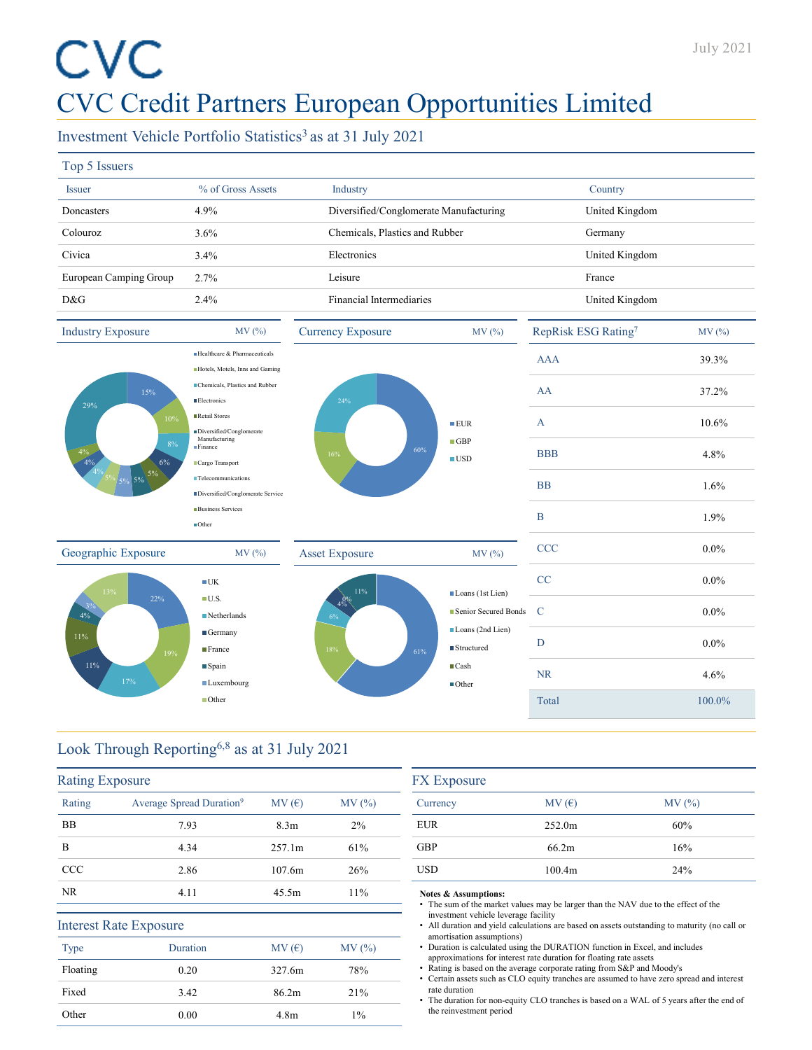# CVC Credit Partners European Opportunities Limited

July 2021

## Investment Vehicle Portfolio Statistics[3] as at 31 July 2021

### Top 5 Issuers

| Issuer | % of Gross Assets | Industry | Country |
|---|---|---|---|
| Doncasters | 4.9% | Diversified/Conglomerate Manufacturing | United Kingdom |
| Colouroz | 3.6% | Chemicals, Plastics and Rubber | Germany |
| Civica | 3.4% | Electronics | United Kingdom |
| European Camping Group | 2.7% | Leisure | France |
| D&G | 2.4% | Financial Intermediaries | United Kingdom |

### Industry Exposure — MV (%)

| Industry | MV (%) |
|---|---|
| Healthcare & Pharmaceuticals | 15% |
| Hotels, Motels, Inns and Gaming | 10% |
| Chemicals, Plastics and Rubber | 8% |
| Electronics | 6% |
| Retail Stores | 5% |
| Diversified/Conglomerate Manufacturing | 5% |
| Finance | 5% |
| Cargo Transport | 5% |
| Telecommunications | 4% |
| Diversified/Conglomerate Service | 4% |
| Business Services | 4% |
| Other | 29% |

### Currency Exposure — MV (%)

| Currency | MV (%) |
|---|---|
| EUR | 60% |
| GBP | 16% |
| USD | 24% |

### RepRisk ESG Rating[7]

| RepRisk ESG Rating | MV (%) |
|---|---|
| AAA | 39.3% |
| AA | 37.2% |
| A | 10.6% |
| BBB | 4.8% |
| BB | 1.6% |
| B | 1.9% |
| CCC | 0.0% |
| CC | 0.0% |
| C | 0.0% |
| D | 0.0% |
| NR | 4.6% |
| Total | 100.0% |

### Geographic Exposure — MV (%)

| Country | MV (%) |
|---|---|
| UK | 22% |
| U.S. | 19% |
| Netherlands | 17% |
| Germany | 11% |
| France | 11% |
| Spain | 4% |
| Luxembourg | 3% |
| Other | 13% |

### Asset Exposure — MV (%)

| Asset | MV (%) |
|---|---|
| Loans (1st Lien) | 61% |
| Senior Secured Bonds | 18% |
| Loans (2nd Lien) | 6% |
| Structured | 4% |
| Cash | 0% |
| Other | 11% |

## Look Through Reporting[6,8] as at 31 July 2021

### Rating Exposure

| Rating | Average Spread Duration[9] | MV (€) | MV (%) |
|---|---|---|---|
| BB | 7.93 | 8.3m | 2% |
| B | 4.34 | 257.1m | 61% |
| CCC | 2.86 | 107.6m | 26% |
| NR | 4.11 | 45.5m | 11% |

### FX Exposure

| Currency | MV (€) | MV (%) |
|---|---|---|
| EUR | 252.0m | 60% |
| GBP | 66.2m | 16% |
| USD | 100.4m | 24% |

### Interest Rate Exposure

| Type | Duration | MV (€) | MV (%) |
|---|---|---|---|
| Floating | 0.20 | 327.6m | 78% |
| Fixed | 3.42 | 86.2m | 21% |
| Other | 0.00 | 4.8m | 1% |

**Notes & Assumptions:**

- The sum of the market values may be larger than the NAV due to the effect of the investment vehicle leverage facility
- All duration and yield calculations are based on assets outstanding to maturity (no call or amortisation assumptions)
- Duration is calculated using the DURATION function in Excel, and includes approximations for interest rate duration for floating rate assets
- Rating is based on the average corporate rating from S&P and Moody's
- Certain assets such as CLO equity tranches are assumed to have zero spread and interest rate duration
- The duration for non-equity CLO tranches is based on a WAL of 5 years after the end of the reinvestment period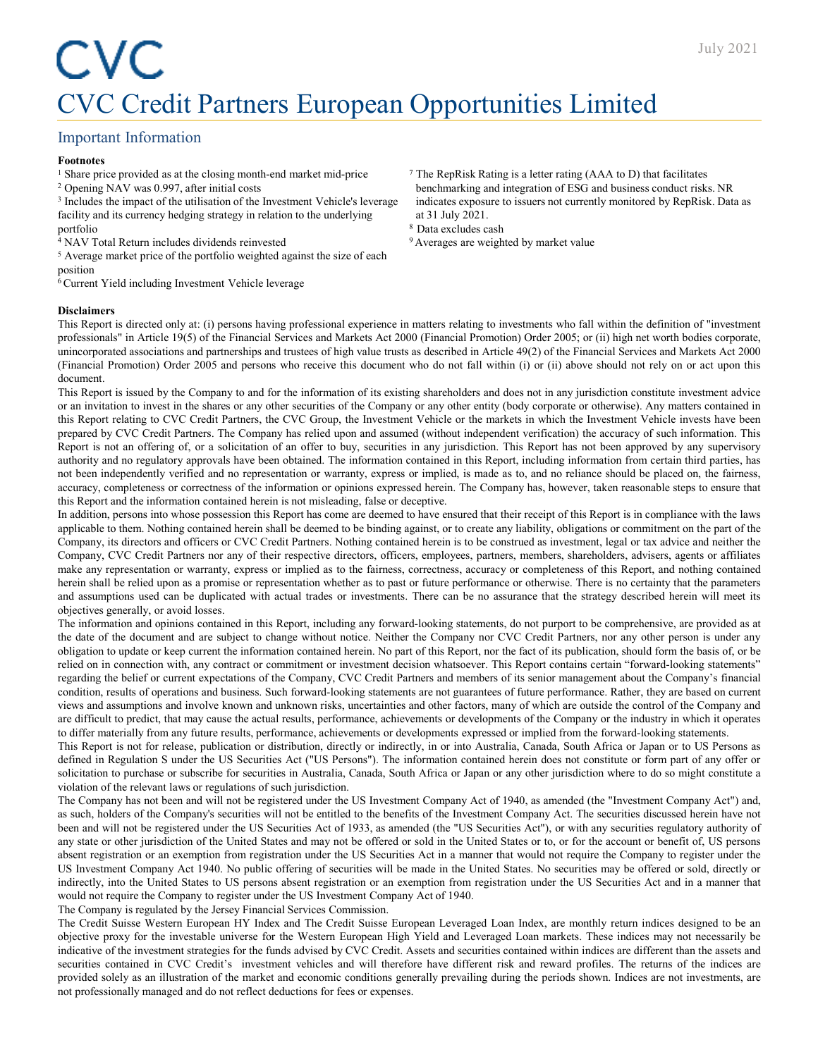# CVC Credit Partners European Opportunities Limited

## Important Information

**Footnotes**

[1] Share price provided as at the closing month-end market mid-price

[2] Opening NAV was 0.997, after initial costs

[3] Includes the impact of the utilisation of the Investment Vehicle's leverage facility and its currency hedging strategy in relation to the underlying portfolio

[4] NAV Total Return includes dividends reinvested

[5] Average market price of the portfolio weighted against the size of each position

[6] Current Yield including Investment Vehicle leverage

[7] The RepRisk Rating is a letter rating (AAA to D) that facilitates benchmarking and integration of ESG and business conduct risks. NR indicates exposure to issuers not currently monitored by RepRisk. Data as at 31 July 2021.

[8] Data excludes cash

[9] Averages are weighted by market value

**Disclaimers**

This Report is directed only at: (i) persons having professional experience in matters relating to investments who fall within the definition of "investment professionals" in Article 19(5) of the Financial Services and Markets Act 2000 (Financial Promotion) Order 2005; or (ii) high net worth bodies corporate, unincorporated associations and partnerships and trustees of high value trusts as described in Article 49(2) of the Financial Services and Markets Act 2000 (Financial Promotion) Order 2005 and persons who receive this document who do not fall within (i) or (ii) above should not rely on or act upon this document.

This Report is issued by the Company to and for the information of its existing shareholders and does not in any jurisdiction constitute investment advice or an invitation to invest in the shares or any other securities of the Company or any other entity (body corporate or otherwise). Any matters contained in this Report relating to CVC Credit Partners, the CVC Group, the Investment Vehicle or the markets in which the Investment Vehicle invests have been prepared by CVC Credit Partners. The Company has relied upon and assumed (without independent verification) the accuracy of such information. This Report is not an offering of, or a solicitation of an offer to buy, securities in any jurisdiction. This Report has not been approved by any supervisory authority and no regulatory approvals have been obtained. The information contained in this Report, including information from certain third parties, has not been independently verified and no representation or warranty, express or implied, is made as to, and no reliance should be placed on, the fairness, accuracy, completeness or correctness of the information or opinions expressed herein. The Company has, however, taken reasonable steps to ensure that this Report and the information contained herein is not misleading, false or deceptive.

In addition, persons into whose possession this Report has come are deemed to have ensured that their receipt of this Report is in compliance with the laws applicable to them. Nothing contained herein shall be deemed to be binding against, or to create any liability, obligations or commitment on the part of the Company, its directors and officers or CVC Credit Partners. Nothing contained herein is to be construed as investment, legal or tax advice and neither the Company, CVC Credit Partners nor any of their respective directors, officers, employees, partners, members, shareholders, advisers, agents or affiliates make any representation or warranty, express or implied as to the fairness, correctness, accuracy or completeness of this Report, and nothing contained herein shall be relied upon as a promise or representation whether as to past or future performance or otherwise. There is no certainty that the parameters and assumptions used can be duplicated with actual trades or investments. There can be no assurance that the strategy described herein will meet its objectives generally, or avoid losses.

The information and opinions contained in this Report, including any forward-looking statements, do not purport to be comprehensive, are provided as at the date of the document and are subject to change without notice. Neither the Company nor CVC Credit Partners, nor any other person is under any obligation to update or keep current the information contained herein. No part of this Report, nor the fact of its publication, should form the basis of, or be relied on in connection with, any contract or commitment or investment decision whatsoever. This Report contains certain "forward-looking statements" regarding the belief or current expectations of the Company, CVC Credit Partners and members of its senior management about the Company's financial condition, results of operations and business. Such forward-looking statements are not guarantees of future performance. Rather, they are based on current views and assumptions and involve known and unknown risks, uncertainties and other factors, many of which are outside the control of the Company and are difficult to predict, that may cause the actual results, performance, achievements or developments of the Company or the industry in which it operates to differ materially from any future results, performance, achievements or developments expressed or implied from the forward-looking statements.

This Report is not for release, publication or distribution, directly or indirectly, in or into Australia, Canada, South Africa or Japan or to US Persons as defined in Regulation S under the US Securities Act ("US Persons"). The information contained herein does not constitute or form part of any offer or solicitation to purchase or subscribe for securities in Australia, Canada, South Africa or Japan or any other jurisdiction where to do so might constitute a violation of the relevant laws or regulations of such jurisdiction.

The Company has not been and will not be registered under the US Investment Company Act of 1940, as amended (the "Investment Company Act") and, as such, holders of the Company's securities will not be entitled to the benefits of the Investment Company Act. The securities discussed herein have not been and will not be registered under the US Securities Act of 1933, as amended (the "US Securities Act"), or with any securities regulatory authority of any state or other jurisdiction of the United States and may not be offered or sold in the United States or to, or for the account or benefit of, US persons absent registration or an exemption from registration under the US Securities Act in a manner that would not require the Company to register under the US Investment Company Act 1940. No public offering of securities will be made in the United States. No securities may be offered or sold, directly or indirectly, into the United States to US persons absent registration or an exemption from registration under the US Securities Act and in a manner that would not require the Company to register under the US Investment Company Act of 1940.

The Company is regulated by the Jersey Financial Services Commission.

The Credit Suisse Western European HY Index and The Credit Suisse European Leveraged Loan Index, are monthly return indices designed to be an objective proxy for the investable universe for the Western European High Yield and Leveraged Loan markets. These indices may not necessarily be indicative of the investment strategies for the funds advised by CVC Credit. Assets and securities contained within indices are different than the assets and securities contained in CVC Credit's investment vehicles and will therefore have different risk and reward profiles. The returns of the indices are provided solely as an illustration of the market and economic conditions generally prevailing during the periods shown. Indices are not investments, are not professionally managed and do not reflect deductions for fees or expenses.